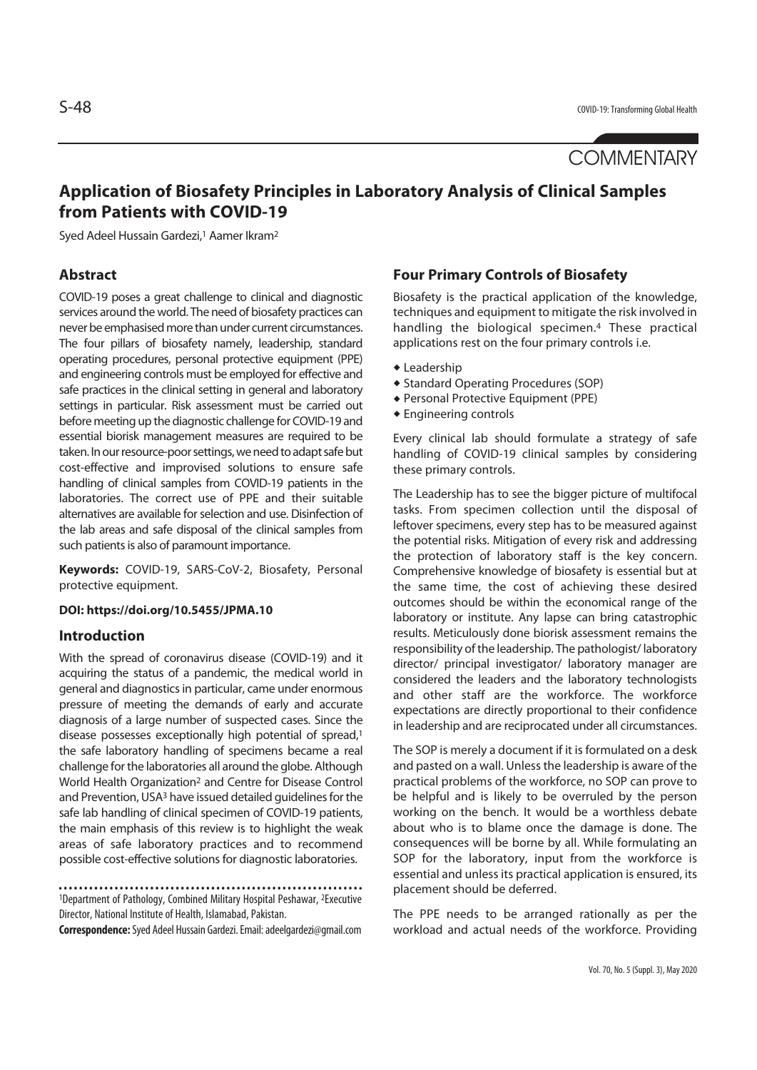COMMENTARY

# Application of Biosafety Principles in Laboratory Analysis of Clinical Samples from Patients with COVID-19

Syed Adeel Hussain Gardezi,[1] Aamer Ikram[2]

## Abstract

COVID-19 poses a great challenge to clinical and diagnostic services around the world. The need of biosafety practices can never be emphasised more than under current circumstances. The four pillars of biosafety namely, leadership, standard operating procedures, personal protective equipment (PPE) and engineering controls must be employed for effective and safe practices in the clinical setting in general and laboratory settings in particular. Risk assessment must be carried out before meeting up the diagnostic challenge for COVID-19 and essential biorisk management measures are required to be taken. In our resource-poor settings, we need to adapt safe but cost-effective and improvised solutions to ensure safe handling of clinical samples from COVID-19 patients in the laboratories. The correct use of PPE and their suitable alternatives are available for selection and use. Disinfection of the lab areas and safe disposal of the clinical samples from such patients is also of paramount importance.

**Keywords:** COVID-19, SARS-CoV-2, Biosafety, Personal protective equipment.

**DOI: https://doi.org/10.5455/JPMA.10**

## Introduction

With the spread of coronavirus disease (COVID-19) and it acquiring the status of a pandemic, the medical world in general and diagnostics in particular, came under enormous pressure of meeting the demands of early and accurate diagnosis of a large number of suspected cases. Since the disease possesses exceptionally high potential of spread,[1] the safe laboratory handling of specimens became a real challenge for the laboratories all around the globe. Although World Health Organization[2] and Centre for Disease Control and Prevention, USA[3] have issued detailed guidelines for the safe lab handling of clinical specimen of COVID-19 patients, the main emphasis of this review is to highlight the weak areas of safe laboratory practices and to recommend possible cost-effective solutions for diagnostic laboratories.

[1]Department of Pathology, Combined Military Hospital Peshawar, [2]Executive Director, National Institute of Health, Islamabad, Pakistan.

**Correspondence:** Syed Adeel Hussain Gardezi. Email: adeelgardezi@gmail.com

## Four Primary Controls of Biosafety

Biosafety is the practical application of the knowledge, techniques and equipment to mitigate the risk involved in handling the biological specimen.[4] These practical applications rest on the four primary controls i.e.

- Leadership
- Standard Operating Procedures (SOP)
- Personal Protective Equipment (PPE)
- Engineering controls

Every clinical lab should formulate a strategy of safe handling of COVID-19 clinical samples by considering these primary controls.

The Leadership has to see the bigger picture of multifocal tasks. From specimen collection until the disposal of leftover specimens, every step has to be measured against the potential risks. Mitigation of every risk and addressing the protection of laboratory staff is the key concern. Comprehensive knowledge of biosafety is essential but at the same time, the cost of achieving these desired outcomes should be within the economical range of the laboratory or institute. Any lapse can bring catastrophic results. Meticulously done biorisk assessment remains the responsibility of the leadership. The pathologist/ laboratory director/ principal investigator/ laboratory manager are considered the leaders and the laboratory technologists and other staff are the workforce. The workforce expectations are directly proportional to their confidence in leadership and are reciprocated under all circumstances.

The SOP is merely a document if it is formulated on a desk and pasted on a wall. Unless the leadership is aware of the practical problems of the workforce, no SOP can prove to be helpful and is likely to be overruled by the person working on the bench. It would be a worthless debate about who is to blame once the damage is done. The consequences will be borne by all. While formulating an SOP for the laboratory, input from the workforce is essential and unless its practical application is ensured, its placement should be deferred.

The PPE needs to be arranged rationally as per the workload and actual needs of the workforce. Providing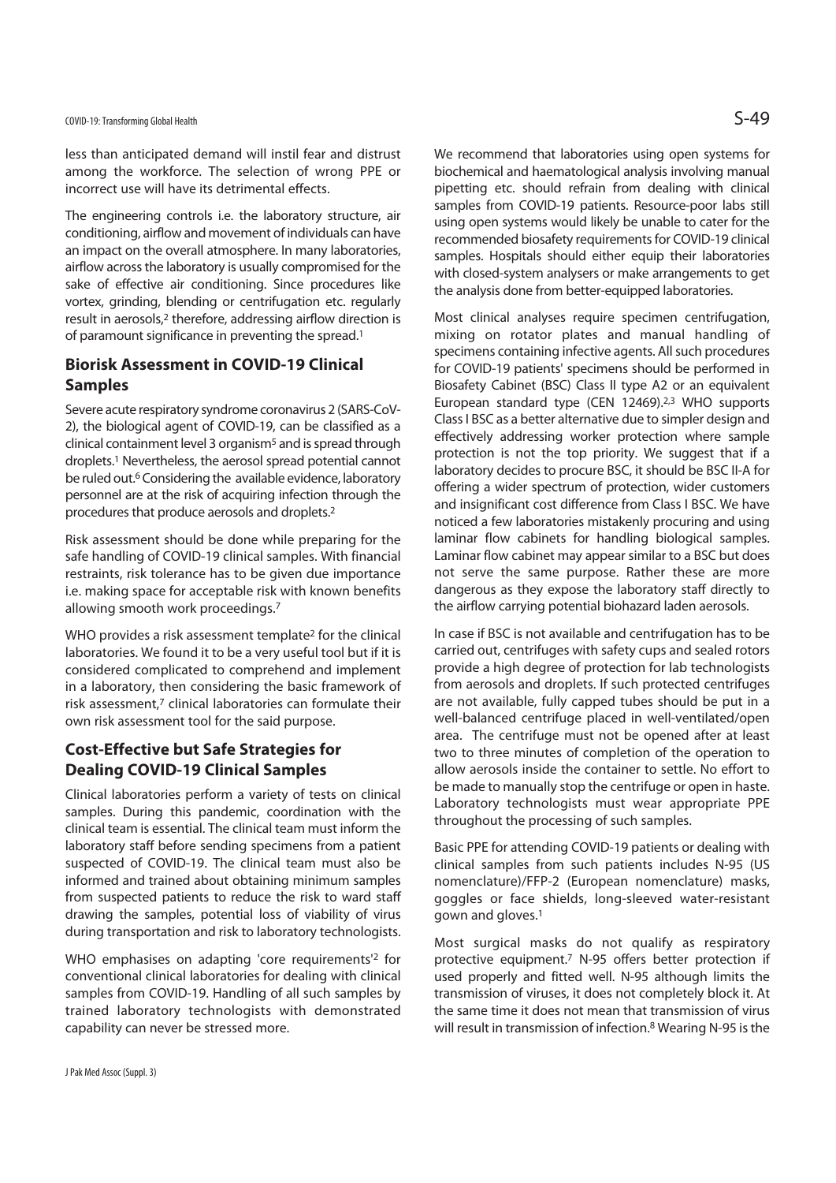less than anticipated demand will instil fear and distrust among the workforce. The selection of wrong PPE or incorrect use will have its detrimental effects.

The engineering controls i.e. the laboratory structure, air conditioning, airflow and movement of individuals can have an impact on the overall atmosphere. In many laboratories, airflow across the laboratory is usually compromised for the sake of effective air conditioning. Since procedures like vortex, grinding, blending or centrifugation etc. regularly result in aerosols,[2] therefore, addressing airflow direction is of paramount significance in preventing the spread.[1]

## Biorisk Assessment in COVID-19 Clinical Samples

Severe acute respiratory syndrome coronavirus 2 (SARS-CoV-2), the biological agent of COVID-19, can be classified as a clinical containment level 3 organism[5] and is spread through droplets.[1] Nevertheless, the aerosol spread potential cannot be ruled out.[6] Considering the available evidence, laboratory personnel are at the risk of acquiring infection through the procedures that produce aerosols and droplets.[2]

Risk assessment should be done while preparing for the safe handling of COVID-19 clinical samples. With financial restraints, risk tolerance has to be given due importance i.e. making space for acceptable risk with known benefits allowing smooth work proceedings.[7]

WHO provides a risk assessment template[2] for the clinical laboratories. We found it to be a very useful tool but if it is considered complicated to comprehend and implement in a laboratory, then considering the basic framework of risk assessment,[7] clinical laboratories can formulate their own risk assessment tool for the said purpose.

## Cost-Effective but Safe Strategies for Dealing COVID-19 Clinical Samples

Clinical laboratories perform a variety of tests on clinical samples. During this pandemic, coordination with the clinical team is essential. The clinical team must inform the laboratory staff before sending specimens from a patient suspected of COVID-19. The clinical team must also be informed and trained about obtaining minimum samples from suspected patients to reduce the risk to ward staff drawing the samples, potential loss of viability of virus during transportation and risk to laboratory technologists.

WHO emphasises on adapting 'core requirements'[2] for conventional clinical laboratories for dealing with clinical samples from COVID-19. Handling of all such samples by trained laboratory technologists with demonstrated capability can never be stressed more.

We recommend that laboratories using open systems for biochemical and haematological analysis involving manual pipetting etc. should refrain from dealing with clinical samples from COVID-19 patients. Resource-poor labs still using open systems would likely be unable to cater for the recommended biosafety requirements for COVID-19 clinical samples. Hospitals should either equip their laboratories with closed-system analysers or make arrangements to get the analysis done from better-equipped laboratories.

Most clinical analyses require specimen centrifugation, mixing on rotator plates and manual handling of specimens containing infective agents. All such procedures for COVID-19 patients' specimens should be performed in Biosafety Cabinet (BSC) Class II type A2 or an equivalent European standard type (CEN 12469).[2,3] WHO supports Class I BSC as a better alternative due to simpler design and effectively addressing worker protection where sample protection is not the top priority. We suggest that if a laboratory decides to procure BSC, it should be BSC II-A for offering a wider spectrum of protection, wider customers and insignificant cost difference from Class I BSC. We have noticed a few laboratories mistakenly procuring and using laminar flow cabinets for handling biological samples. Laminar flow cabinet may appear similar to a BSC but does not serve the same purpose. Rather these are more dangerous as they expose the laboratory staff directly to the airflow carrying potential biohazard laden aerosols.

In case if BSC is not available and centrifugation has to be carried out, centrifuges with safety cups and sealed rotors provide a high degree of protection for lab technologists from aerosols and droplets. If such protected centrifuges are not available, fully capped tubes should be put in a well-balanced centrifuge placed in well-ventilated/open area. The centrifuge must not be opened after at least two to three minutes of completion of the operation to allow aerosols inside the container to settle. No effort to be made to manually stop the centrifuge or open in haste. Laboratory technologists must wear appropriate PPE throughout the processing of such samples.

Basic PPE for attending COVID-19 patients or dealing with clinical samples from such patients includes N-95 (US nomenclature)/FFP-2 (European nomenclature) masks, goggles or face shields, long-sleeved water-resistant gown and gloves.[1]

Most surgical masks do not qualify as respiratory protective equipment.[7] N-95 offers better protection if used properly and fitted well. N-95 although limits the transmission of viruses, it does not completely block it. At the same time it does not mean that transmission of virus will result in transmission of infection.[8] Wearing N-95 is the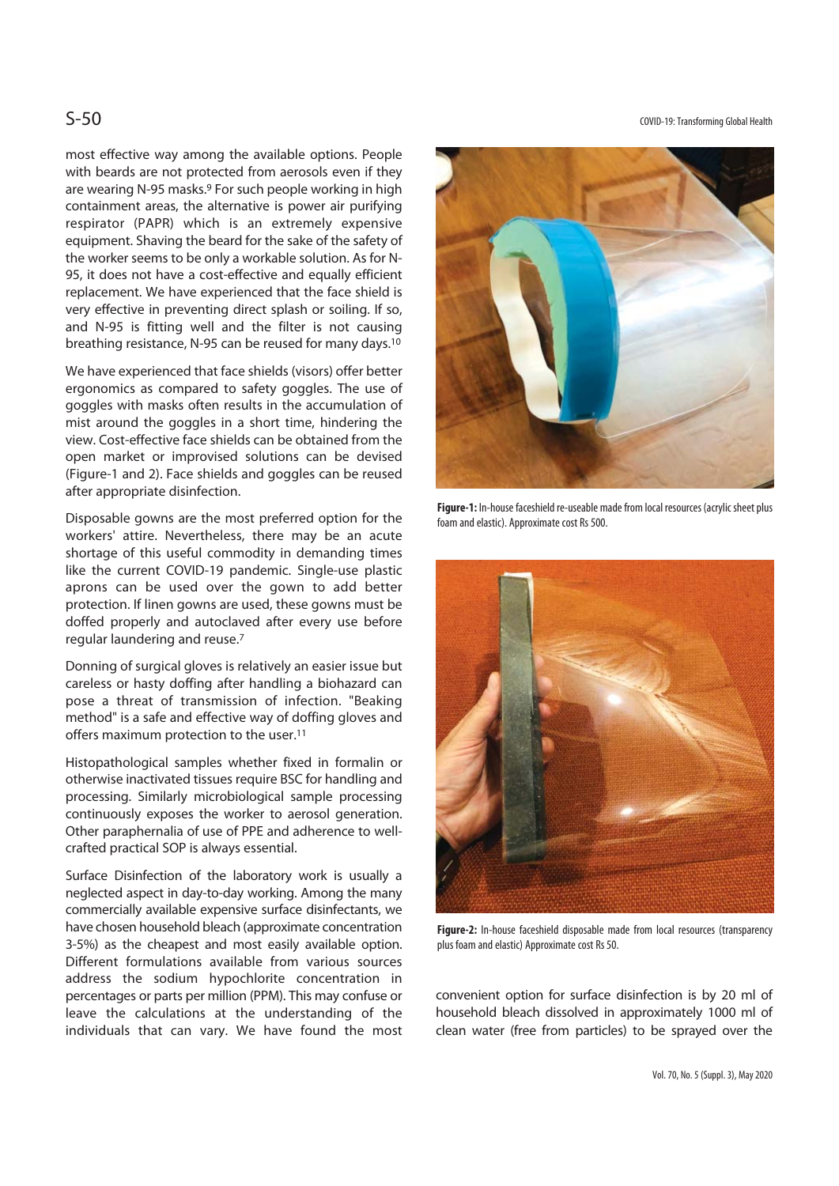most effective way among the available options. People with beards are not protected from aerosols even if they are wearing N-95 masks.[9] For such people working in high containment areas, the alternative is power air purifying respirator (PAPR) which is an extremely expensive equipment. Shaving the beard for the sake of the safety of the worker seems to be only a workable solution. As for N-95, it does not have a cost-effective and equally efficient replacement. We have experienced that the face shield is very effective in preventing direct splash or soiling. If so, and N-95 is fitting well and the filter is not causing breathing resistance, N-95 can be reused for many days.[10]

We have experienced that face shields (visors) offer better ergonomics as compared to safety goggles. The use of goggles with masks often results in the accumulation of mist around the goggles in a short time, hindering the view. Cost-effective face shields can be obtained from the open market or improvised solutions can be devised (Figure-1 and 2). Face shields and goggles can be reused after appropriate disinfection.

Disposable gowns are the most preferred option for the workers' attire. Nevertheless, there may be an acute shortage of this useful commodity in demanding times like the current COVID-19 pandemic. Single-use plastic aprons can be used over the gown to add better protection. If linen gowns are used, these gowns must be doffed properly and autoclaved after every use before regular laundering and reuse.[7]

Donning of surgical gloves is relatively an easier issue but careless or hasty doffing after handling a biohazard can pose a threat of transmission of infection. "Beaking method" is a safe and effective way of doffing gloves and offers maximum protection to the user.[11]

Histopathological samples whether fixed in formalin or otherwise inactivated tissues require BSC for handling and processing. Similarly microbiological sample processing continuously exposes the worker to aerosol generation. Other paraphernalia of use of PPE and adherence to well-crafted practical SOP is always essential.

Surface Disinfection of the laboratory work is usually a neglected aspect in day-to-day working. Among the many commercially available expensive surface disinfectants, we have chosen household bleach (approximate concentration 3-5%) as the cheapest and most easily available option. Different formulations available from various sources address the sodium hypochlorite concentration in percentages or parts per million (PPM). This may confuse or leave the calculations at the understanding of the individuals that can vary. We have found the most convenient option for surface disinfection is by 20 ml of household bleach dissolved in approximately 1000 ml of clean water (free from particles) to be sprayed over the

**Figure-1:** In-house faceshield re-useable made from local resources (acrylic sheet plus foam and elastic). Approximate cost Rs 500.

**Figure-2:** In-house faceshield disposable made from local resources (transparency plus foam and elastic) Approximate cost Rs 50.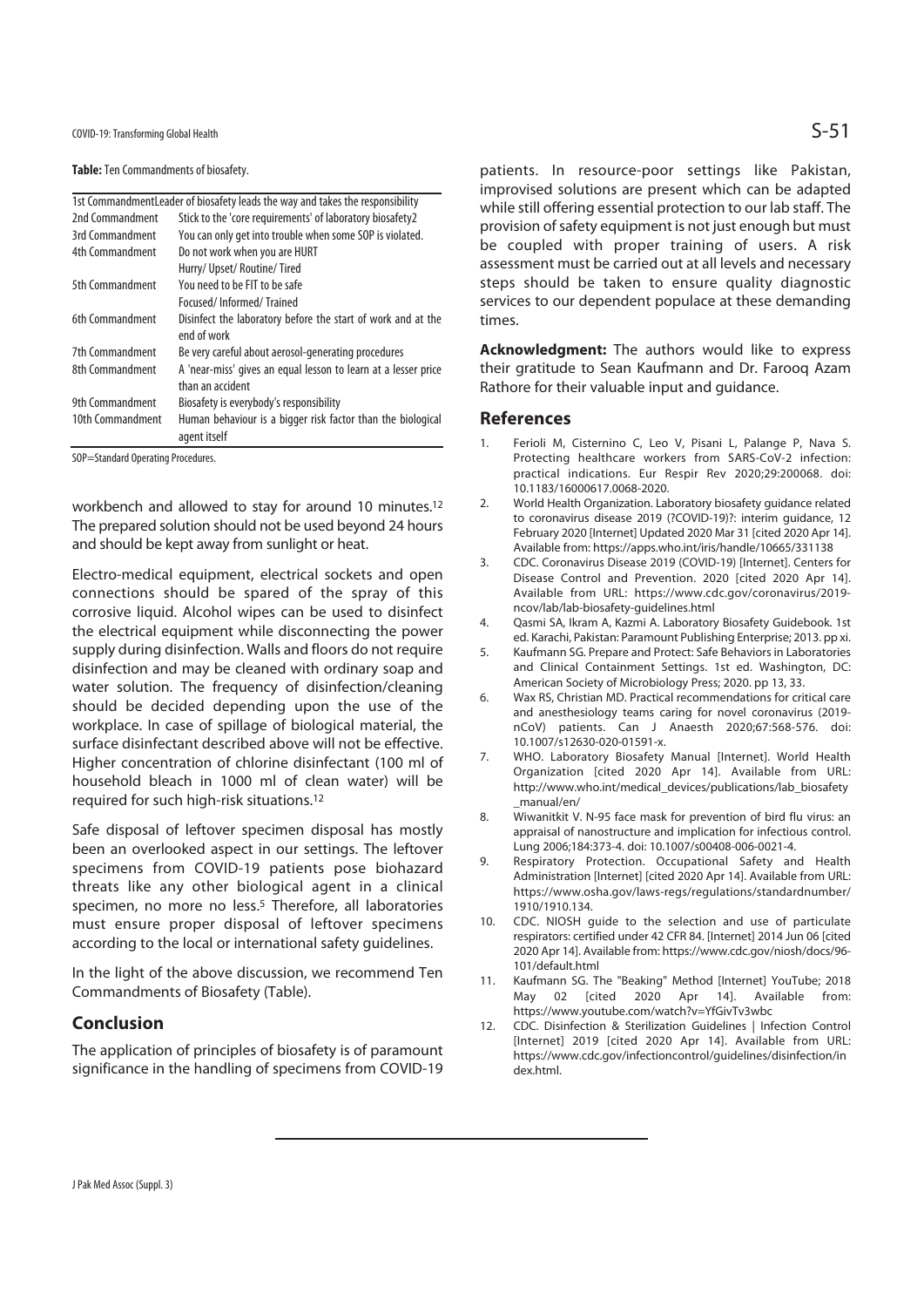**Table:** Ten Commandments of biosafety.

| | |
|---|---|
| 1st Commandment | Leader of biosafety leads the way and takes the responsibility |
| 2nd Commandment | Stick to the 'core requirements' of laboratory biosafety2 |
| 3rd Commandment | You can only get into trouble when some SOP is violated. |
| 4th Commandment | Do not work when you are HURT<br>Hurry/ Upset/ Routine/ Tired |
| 5th Commandment | You need to be FIT to be safe<br>Focused/ Informed/ Trained |
| 6th Commandment | Disinfect the laboratory before the start of work and at the end of work |
| 7th Commandment | Be very careful about aerosol-generating procedures |
| 8th Commandment | A 'near-miss' gives an equal lesson to learn at a lesser price than an accident |
| 9th Commandment | Biosafety is everybody's responsibility |
| 10th Commandment | Human behaviour is a bigger risk factor than the biological agent itself |

SOP=Standard Operating Procedures.

workbench and allowed to stay for around 10 minutes.[12] The prepared solution should not be used beyond 24 hours and should be kept away from sunlight or heat.

Electro-medical equipment, electrical sockets and open connections should be spared of the spray of this corrosive liquid. Alcohol wipes can be used to disinfect the electrical equipment while disconnecting the power supply during disinfection. Walls and floors do not require disinfection and may be cleaned with ordinary soap and water solution. The frequency of disinfection/cleaning should be decided depending upon the use of the workplace. In case of spillage of biological material, the surface disinfectant described above will not be effective. Higher concentration of chlorine disinfectant (100 ml of household bleach in 1000 ml of clean water) will be required for such high-risk situations.[12]

Safe disposal of leftover specimen disposal has mostly been an overlooked aspect in our settings. The leftover specimens from COVID-19 patients pose biohazard threats like any other biological agent in a clinical specimen, no more no less.[5] Therefore, all laboratories must ensure proper disposal of leftover specimens according to the local or international safety guidelines.

In the light of the above discussion, we recommend Ten Commandments of Biosafety (Table).

## Conclusion

The application of principles of biosafety is of paramount significance in the handling of specimens from COVID-19 patients. In resource-poor settings like Pakistan, improvised solutions are present which can be adapted while still offering essential protection to our lab staff. The provision of safety equipment is not just enough but must be coupled with proper training of users. A risk assessment must be carried out at all levels and necessary steps should be taken to ensure quality diagnostic services to our dependent populace at these demanding times.

**Acknowledgment:** The authors would like to express their gratitude to Sean Kaufmann and Dr. Farooq Azam Rathore for their valuable input and guidance.

## References

1. Ferioli M, Cisternino C, Leo V, Pisani L, Palange P, Nava S. Protecting healthcare workers from SARS-CoV-2 infection: practical indications. Eur Respir Rev 2020;29:200068. doi: 10.1183/16000617.0068-2020.
2. World Health Organization. Laboratory biosafety guidance related to coronavirus disease 2019 (?COVID-19)?: interim guidance, 12 February 2020 [Internet] Updated 2020 Mar 31 [cited 2020 Apr 14]. Available from: https://apps.who.int/iris/handle/10665/331138
3. CDC. Coronavirus Disease 2019 (COVID-19) [Internet]. Centers for Disease Control and Prevention. 2020 [cited 2020 Apr 14]. Available from URL: https://www.cdc.gov/coronavirus/2019-ncov/lab/lab-biosafety-guidelines.html
4. Qasmi SA, Ikram A, Kazmi A. Laboratory Biosafety Guidebook. 1st ed. Karachi, Pakistan: Paramount Publishing Enterprise; 2013. pp xi.
5. Kaufmann SG. Prepare and Protect: Safe Behaviors in Laboratories and Clinical Containment Settings. 1st ed. Washington, DC: American Society of Microbiology Press; 2020. pp 13, 33.
6. Wax RS, Christian MD. Practical recommendations for critical care and anesthesiology teams caring for novel coronavirus (2019-nCoV) patients. Can J Anaesth 2020;67:568-576. doi: 10.1007/s12630-020-01591-x.
7. WHO. Laboratory Biosafety Manual [Internet]. World Health Organization [cited 2020 Apr 14]. Available from URL: http://www.who.int/medical_devices/publications/lab_biosafety_manual/en/
8. Wiwanitkit V. N-95 face mask for prevention of bird flu virus: an appraisal of nanostructure and implication for infectious control. Lung 2006;184:373-4. doi: 10.1007/s00408-006-0021-4.
9. Respiratory Protection. Occupational Safety and Health Administration [Internet] [cited 2020 Apr 14]. Available from URL: https://www.osha.gov/laws-regs/regulations/standardnumber/1910/1910.134.
10. CDC. NIOSH guide to the selection and use of particulate respirators: certified under 42 CFR 84. [Internet] 2014 Jun 06 [cited 2020 Apr 14]. Available from: https://www.cdc.gov/niosh/docs/96-101/default.html
11. Kaufmann SG. The "Beaking" Method [Internet] YouTube; 2018 May 02 [cited 2020 Apr 14]. Available from: https://www.youtube.com/watch?v=YfGivTv3wbc
12. CDC. Disinfection & Sterilization Guidelines | Infection Control [Internet] 2019 [cited 2020 Apr 14]. Available from URL: https://www.cdc.gov/infectioncontrol/guidelines/disinfection/index.html.